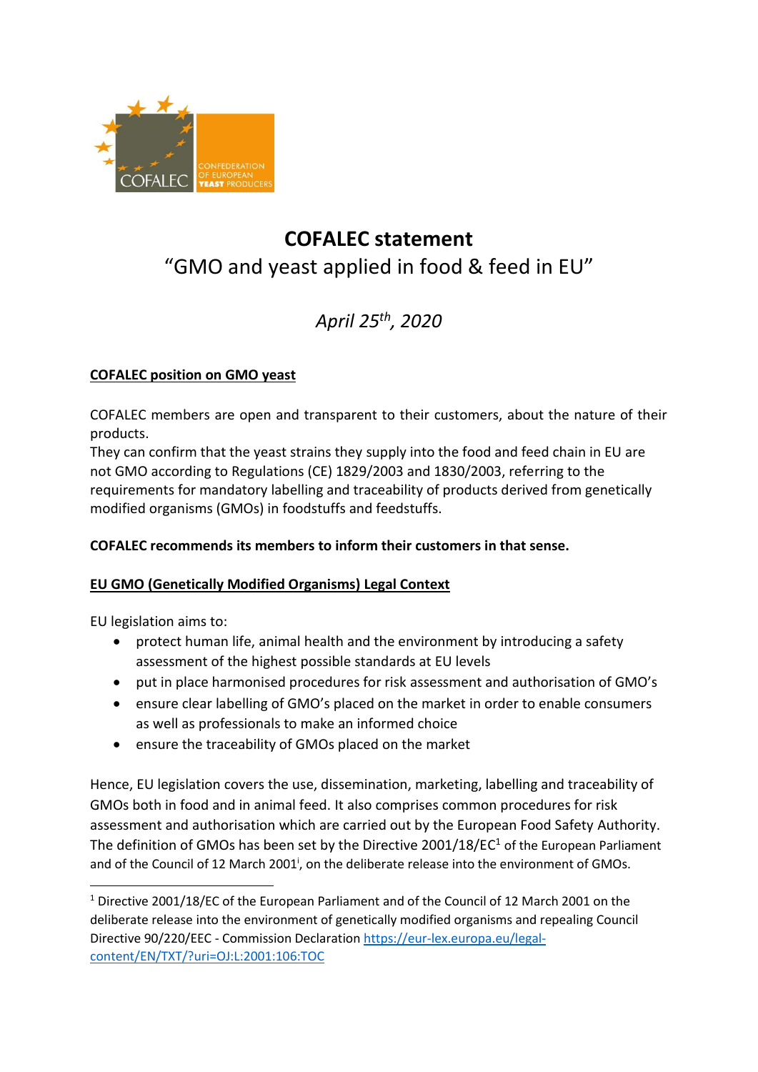COFALEC
CONFEDERATION OF EUROPEAN YEAST PRODUCERS

# COFALEC statement

## "GMO and yeast applied in food & feed in EU"

*April 25th, 2020*

**COFALEC position on GMO yeast**

COFALEC members are open and transparent to their customers, about the nature of their products.
They can confirm that the yeast strains they supply into the food and feed chain in EU are not GMO according to Regulations (CE) 1829/2003 and 1830/2003, referring to the requirements for mandatory labelling and traceability of products derived from genetically modified organisms (GMOs) in foodstuffs and feedstuffs.

**COFALEC recommends its members to inform their customers in that sense.**

**EU GMO (Genetically Modified Organisms) Legal Context**

EU legislation aims to:

- protect human life, animal health and the environment by introducing a safety assessment of the highest possible standards at EU levels
- put in place harmonised procedures for risk assessment and authorisation of GMO's
- ensure clear labelling of GMO's placed on the market in order to enable consumers as well as professionals to make an informed choice
- ensure the traceability of GMOs placed on the market

Hence, EU legislation covers the use, dissemination, marketing, labelling and traceability of GMOs both in food and in animal feed. It also comprises common procedures for risk assessment and authorisation which are carried out by the European Food Safety Authority. The definition of GMOs has been set by the Directive 2001/18/EC[1] of the European Parliament and of the Council of 12 March 2001[i], on the deliberate release into the environment of GMOs.

[1] Directive 2001/18/EC of the European Parliament and of the Council of 12 March 2001 on the deliberate release into the environment of genetically modified organisms and repealing Council Directive 90/220/EEC - Commission Declaration https://eur-lex.europa.eu/legal-content/EN/TXT/?uri=OJ:L:2001:106:TOC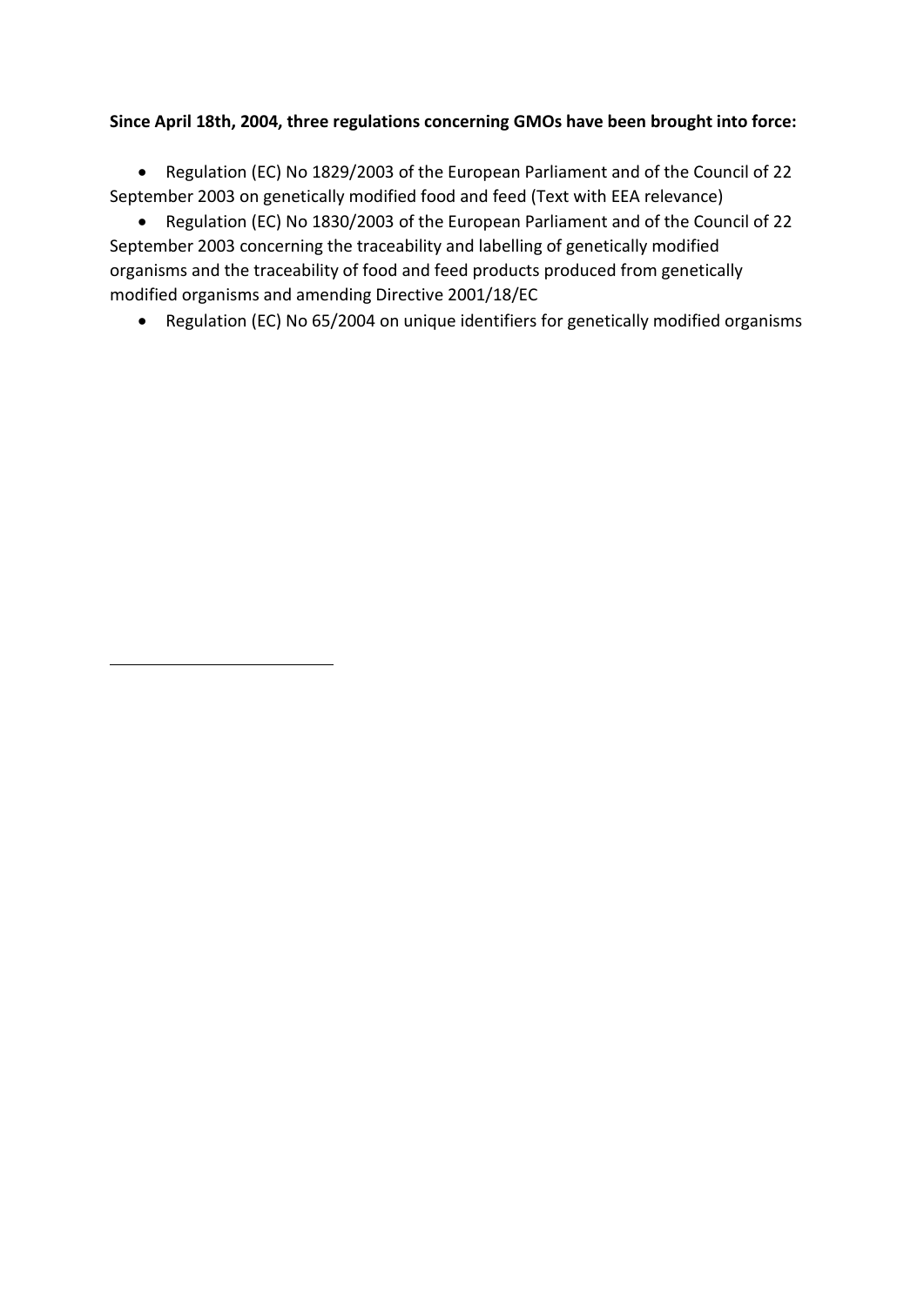**Since April 18th, 2004, three regulations concerning GMOs have been brought into force:**

- Regulation (EC) No 1829/2003 of the European Parliament and of the Council of 22 September 2003 on genetically modified food and feed (Text with EEA relevance)
- Regulation (EC) No 1830/2003 of the European Parliament and of the Council of 22 September 2003 concerning the traceability and labelling of genetically modified organisms and the traceability of food and feed products produced from genetically modified organisms and amending Directive 2001/18/EC
- Regulation (EC) No 65/2004 on unique identifiers for genetically modified organisms